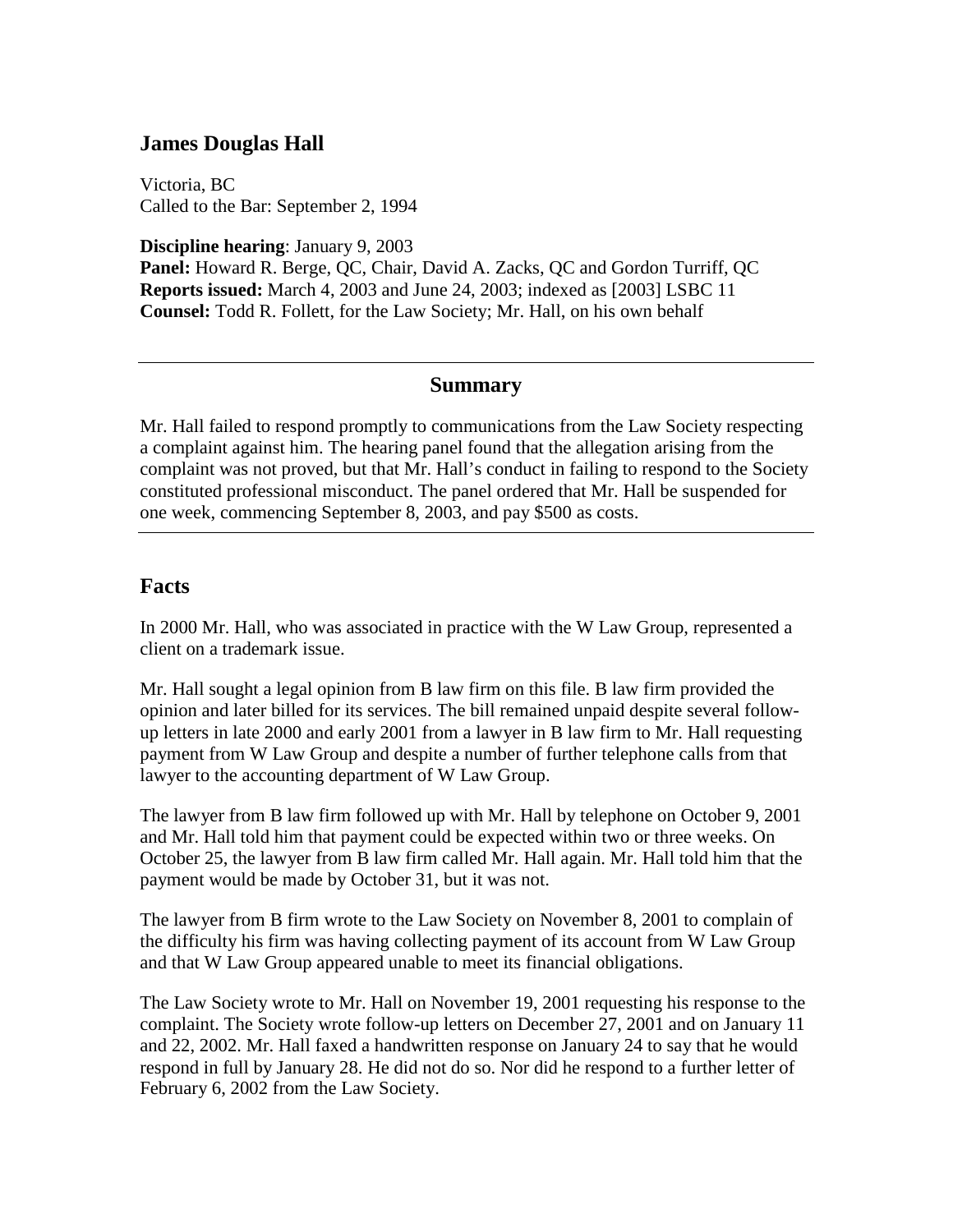# James Douglas Hall

Victoria, BC
Called to the Bar: September 2, 1994

**Discipline hearing**: January 9, 2003
**Panel:** Howard R. Berge, QC, Chair, David A. Zacks, QC and Gordon Turriff, QC
**Reports issued:** March 4, 2003 and June 24, 2003; indexed as [2003] LSBC 11
**Counsel:** Todd R. Follett, for the Law Society; Mr. Hall, on his own behalf

---

## Summary

Mr. Hall failed to respond promptly to communications from the Law Society respecting a complaint against him. The hearing panel found that the allegation arising from the complaint was not proved, but that Mr. Hall's conduct in failing to respond to the Society constituted professional misconduct. The panel ordered that Mr. Hall be suspended for one week, commencing September 8, 2003, and pay $500 as costs.

---

## Facts

In 2000 Mr. Hall, who was associated in practice with the W Law Group, represented a client on a trademark issue.

Mr. Hall sought a legal opinion from B law firm on this file. B law firm provided the opinion and later billed for its services. The bill remained unpaid despite several follow-up letters in late 2000 and early 2001 from a lawyer in B law firm to Mr. Hall requesting payment from W Law Group and despite a number of further telephone calls from that lawyer to the accounting department of W Law Group.

The lawyer from B law firm followed up with Mr. Hall by telephone on October 9, 2001 and Mr. Hall told him that payment could be expected within two or three weeks. On October 25, the lawyer from B law firm called Mr. Hall again. Mr. Hall told him that the payment would be made by October 31, but it was not.

The lawyer from B firm wrote to the Law Society on November 8, 2001 to complain of the difficulty his firm was having collecting payment of its account from W Law Group and that W Law Group appeared unable to meet its financial obligations.

The Law Society wrote to Mr. Hall on November 19, 2001 requesting his response to the complaint. The Society wrote follow-up letters on December 27, 2001 and on January 11 and 22, 2002. Mr. Hall faxed a handwritten response on January 24 to say that he would respond in full by January 28. He did not do so. Nor did he respond to a further letter of February 6, 2002 from the Law Society.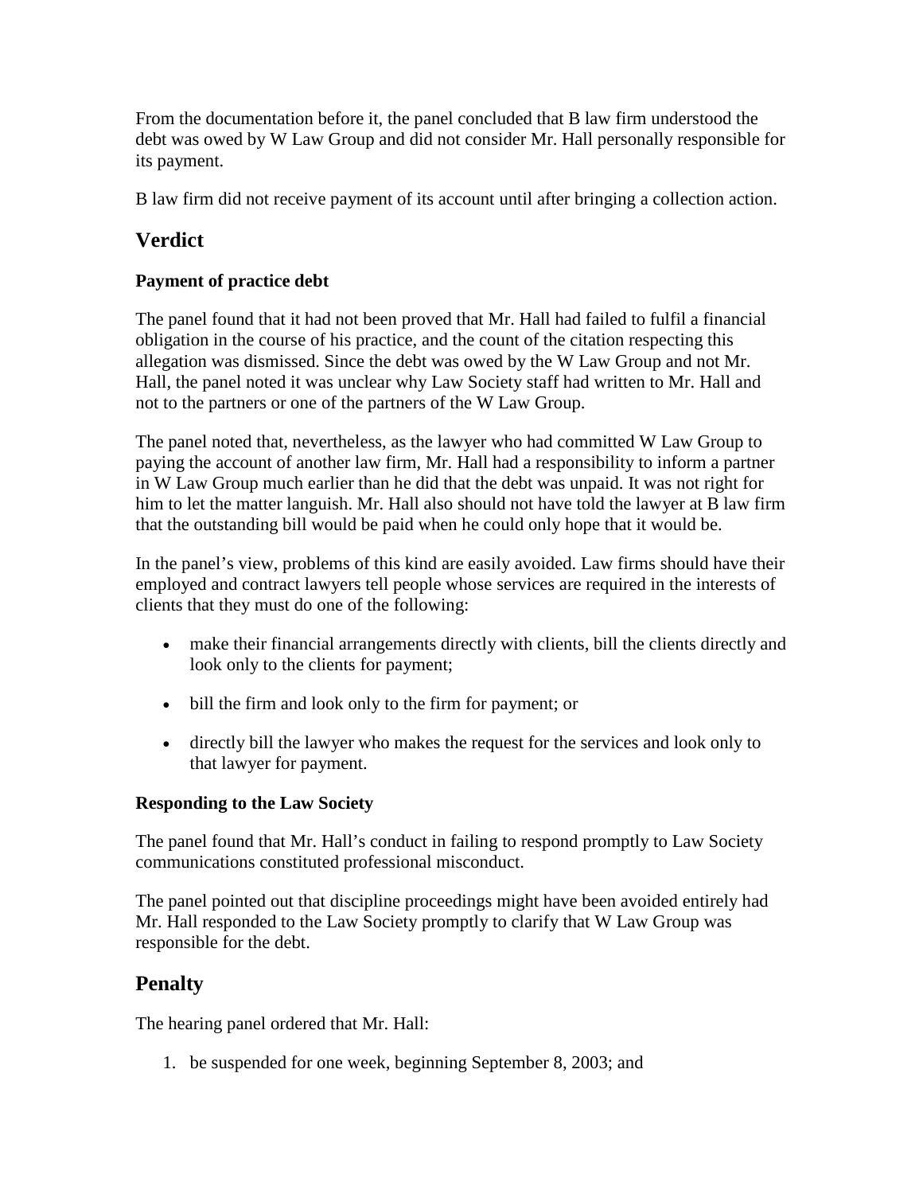From the documentation before it, the panel concluded that B law firm understood the debt was owed by W Law Group and did not consider Mr. Hall personally responsible for its payment.

B law firm did not receive payment of its account until after bringing a collection action.

## Verdict

### Payment of practice debt

The panel found that it had not been proved that Mr. Hall had failed to fulfil a financial obligation in the course of his practice, and the count of the citation respecting this allegation was dismissed. Since the debt was owed by the W Law Group and not Mr. Hall, the panel noted it was unclear why Law Society staff had written to Mr. Hall and not to the partners or one of the partners of the W Law Group.

The panel noted that, nevertheless, as the lawyer who had committed W Law Group to paying the account of another law firm, Mr. Hall had a responsibility to inform a partner in W Law Group much earlier than he did that the debt was unpaid. It was not right for him to let the matter languish. Mr. Hall also should not have told the lawyer at B law firm that the outstanding bill would be paid when he could only hope that it would be.

In the panel's view, problems of this kind are easily avoided. Law firms should have their employed and contract lawyers tell people whose services are required in the interests of clients that they must do one of the following:

- make their financial arrangements directly with clients, bill the clients directly and look only to the clients for payment;
- bill the firm and look only to the firm for payment; or
- directly bill the lawyer who makes the request for the services and look only to that lawyer for payment.

### Responding to the Law Society

The panel found that Mr. Hall's conduct in failing to respond promptly to Law Society communications constituted professional misconduct.

The panel pointed out that discipline proceedings might have been avoided entirely had Mr. Hall responded to the Law Society promptly to clarify that W Law Group was responsible for the debt.

## Penalty

The hearing panel ordered that Mr. Hall:

1. be suspended for one week, beginning September 8, 2003; and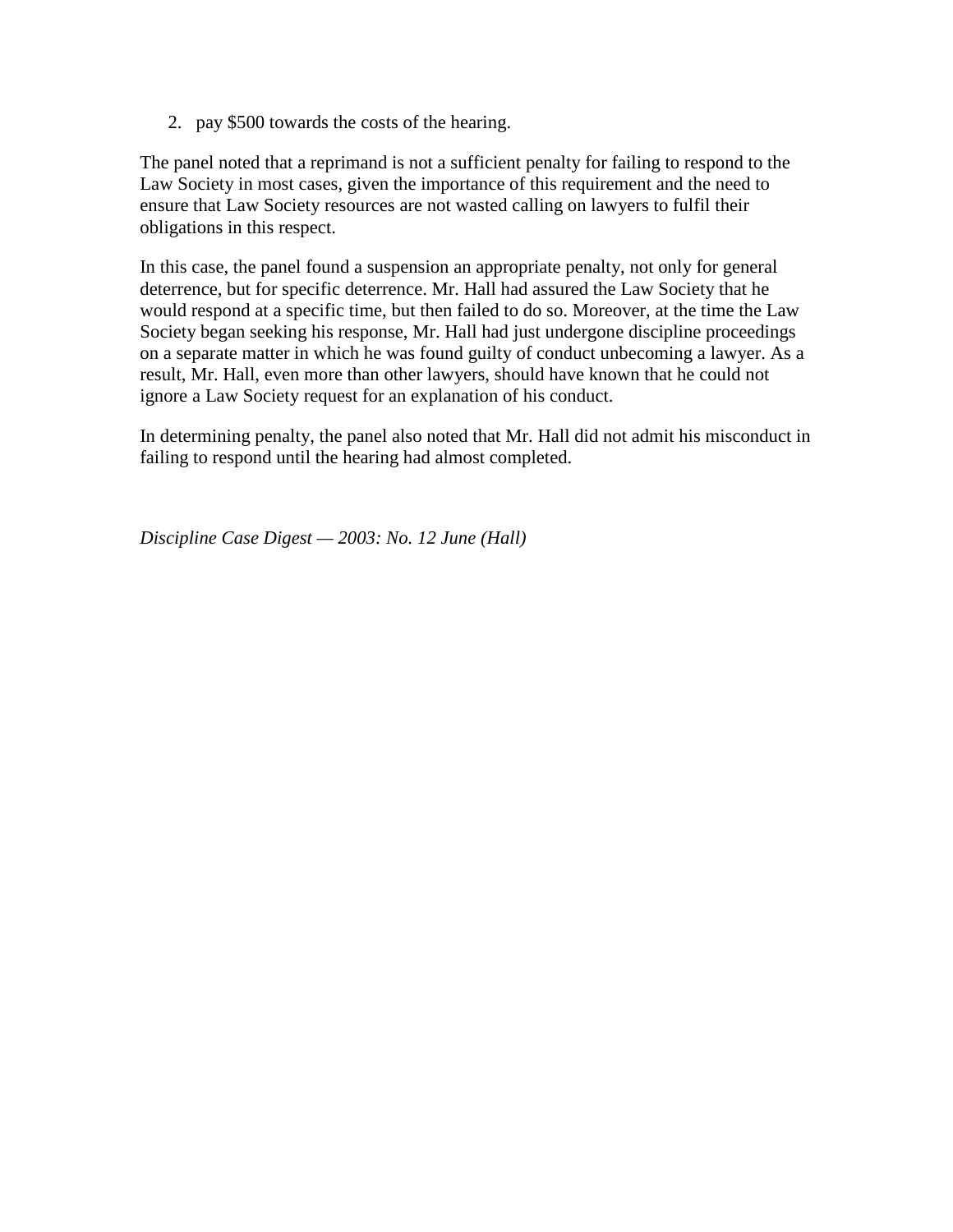2. pay $500 towards the costs of the hearing.

The panel noted that a reprimand is not a sufficient penalty for failing to respond to the Law Society in most cases, given the importance of this requirement and the need to ensure that Law Society resources are not wasted calling on lawyers to fulfil their obligations in this respect.

In this case, the panel found a suspension an appropriate penalty, not only for general deterrence, but for specific deterrence. Mr. Hall had assured the Law Society that he would respond at a specific time, but then failed to do so. Moreover, at the time the Law Society began seeking his response, Mr. Hall had just undergone discipline proceedings on a separate matter in which he was found guilty of conduct unbecoming a lawyer. As a result, Mr. Hall, even more than other lawyers, should have known that he could not ignore a Law Society request for an explanation of his conduct.

In determining penalty, the panel also noted that Mr. Hall did not admit his misconduct in failing to respond until the hearing had almost completed.

*Discipline Case Digest — 2003: No. 12 June (Hall)*